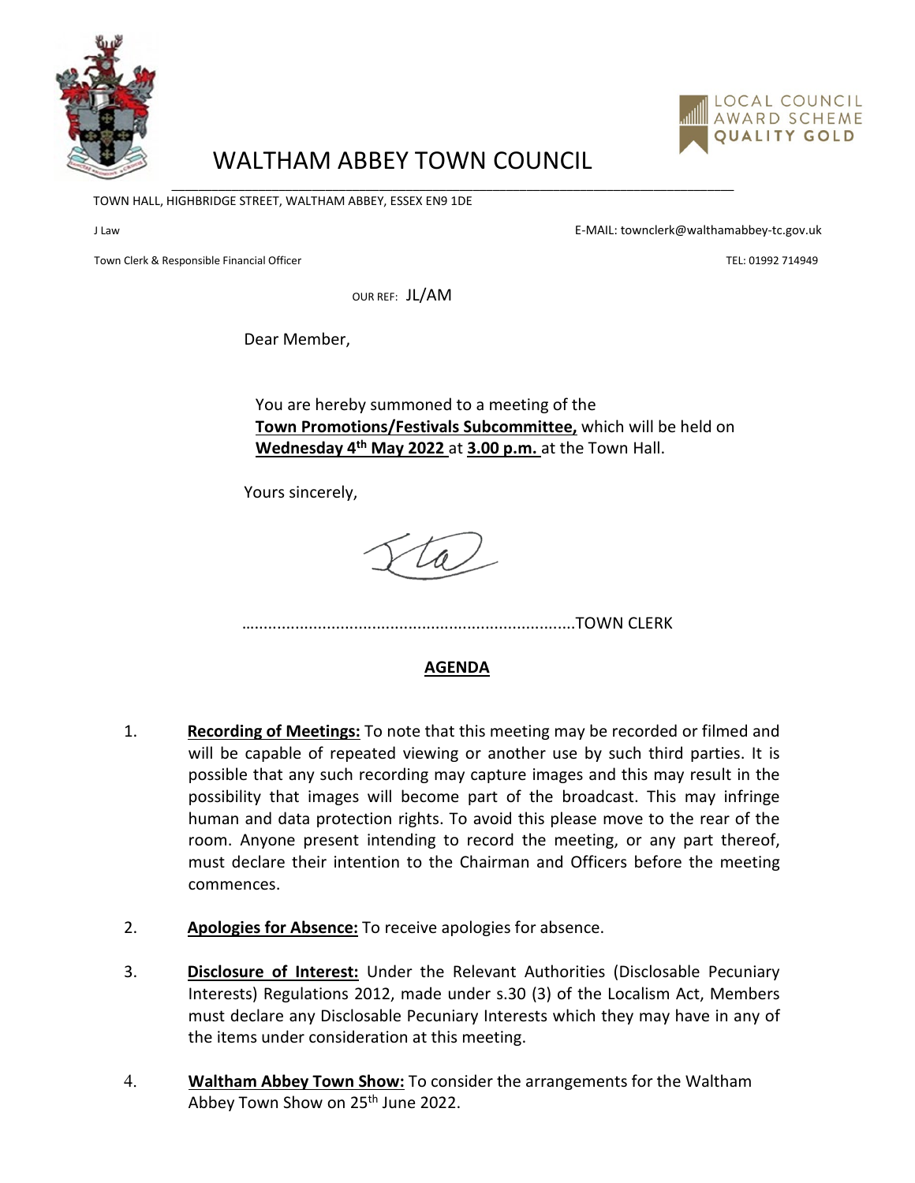# WALTHAM ABBEY TOWN COUNCIL

LOCAL COUNCIL AWARD SCHEME QUALITY GOLD

TOWN HALL, HIGHBRIDGE STREET, WALTHAM ABBEY, ESSEX EN9 1DE

J Law

Town Clerk & Responsible Financial Officer

E-MAIL: townclerk@walthamabbey-tc.gov.uk

TEL: 01992 714949

OUR REF: JL/AM

Dear Member,

You are hereby summoned to a meeting of the **Town Promotions/Festivals Subcommittee,** which will be held on **Wednesday 4th May 2022** at **3.00 p.m.** at the Town Hall.

Yours sincerely,

……………………………………………………………TOWN CLERK

## AGENDA

1. **Recording of Meetings:** To note that this meeting may be recorded or filmed and will be capable of repeated viewing or another use by such third parties. It is possible that any such recording may capture images and this may result in the possibility that images will become part of the broadcast. This may infringe human and data protection rights. To avoid this please move to the rear of the room. Anyone present intending to record the meeting, or any part thereof, must declare their intention to the Chairman and Officers before the meeting commences.

2. **Apologies for Absence:** To receive apologies for absence.

3. **Disclosure of Interest:** Under the Relevant Authorities (Disclosable Pecuniary Interests) Regulations 2012, made under s.30 (3) of the Localism Act, Members must declare any Disclosable Pecuniary Interests which they may have in any of the items under consideration at this meeting.

4. **Waltham Abbey Town Show:** To consider the arrangements for the Waltham Abbey Town Show on 25th June 2022.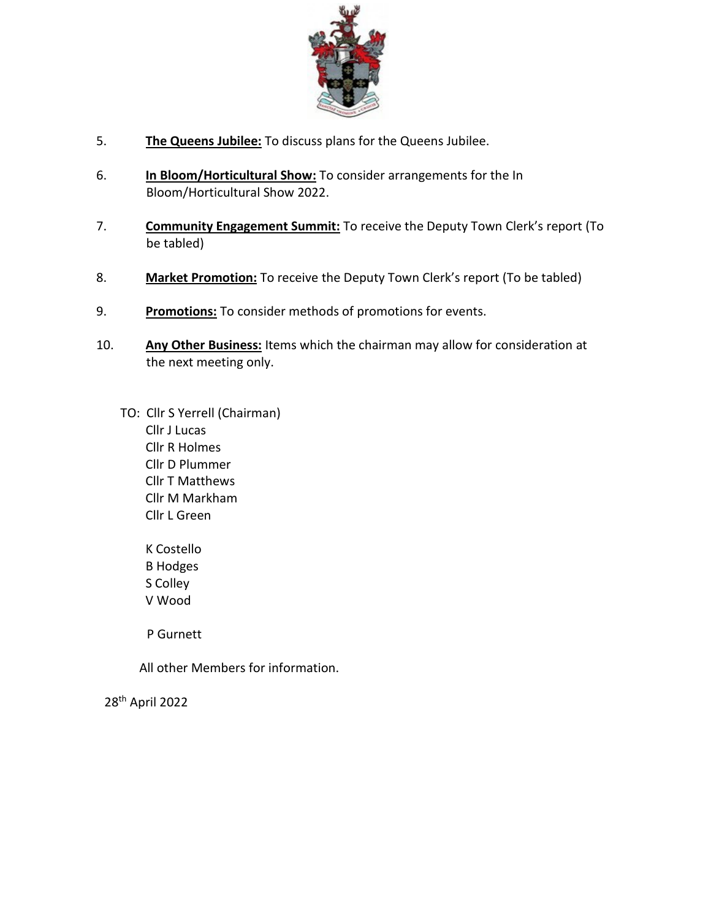5. **The Queens Jubilee:** To discuss plans for the Queens Jubilee.

6. **In Bloom/Horticultural Show:** To consider arrangements for the In Bloom/Horticultural Show 2022.

7. **Community Engagement Summit:** To receive the Deputy Town Clerk's report (To be tabled)

8. **Market Promotion:** To receive the Deputy Town Clerk's report (To be tabled)

9. **Promotions:** To consider methods of promotions for events.

10. **Any Other Business:** Items which the chairman may allow for consideration at the next meeting only.

TO: Cllr S Yerrell (Chairman)
Cllr J Lucas
Cllr R Holmes
Cllr D Plummer
Cllr T Matthews
Cllr M Markham
Cllr L Green

K Costello
B Hodges
S Colley
V Wood

P Gurnett

All other Members for information.

28th April 2022